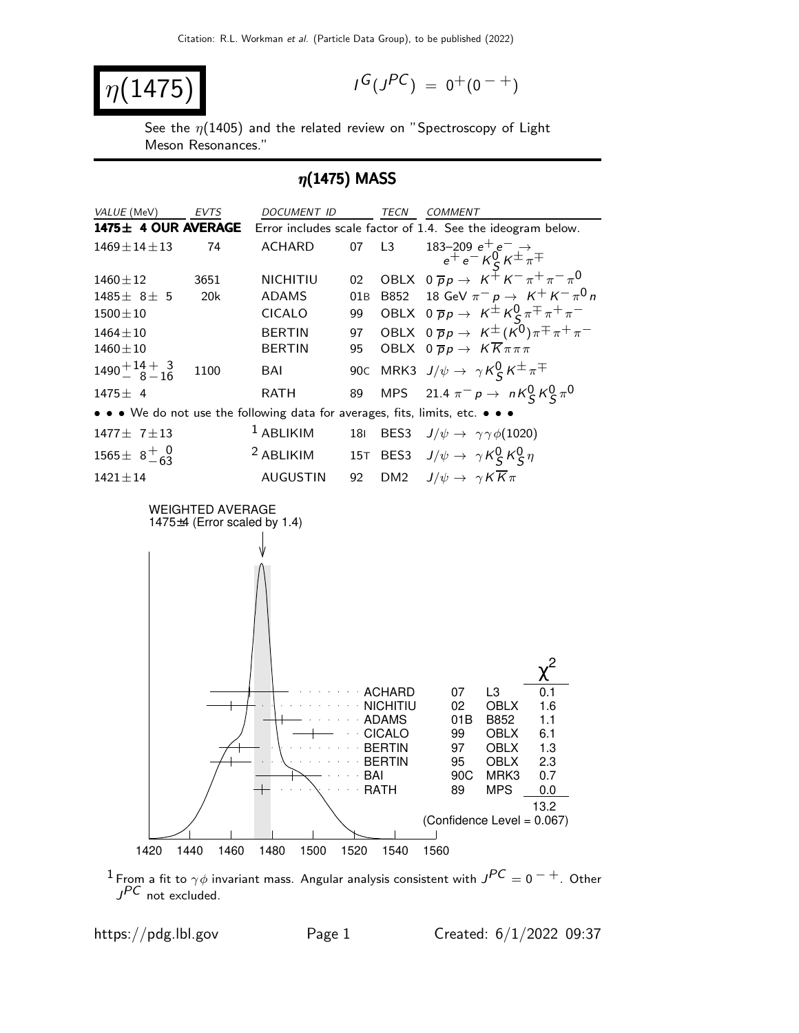# $\eta(1475)$

$I^G(J^{PC}) = 0^+(0^{-+})$

See the $\eta(1405)$ and the related review on "Spectroscopy of Light Meson Resonances."

## $\eta(1475)$ MASS

| VALUE (MeV) | EVTS | DOCUMENT ID | | TECN | COMMENT |
|---|---|---|---|---|---|
| **1475± 4 OUR AVERAGE** | | Error includes scale factor of 1.4. See the ideogram below. | | | |
| $1469 \pm 14 \pm 13$ | 74 | ACHARD | 07 | L3 | 183–209 $e^+e^- \rightarrow e^+e^- K^0_S K^\pm \pi^\mp$ |
| $1460 \pm 12$ | 3651 | NICHITIU | 02 | OBLX | $0\ \overline{p}p \rightarrow K^+K^-\pi^+\pi^-\pi^0$ |
| $1485 \pm 8 \pm 5$ | 20k | ADAMS | 01B | B852 | 18 GeV $\pi^- p \rightarrow K^+K^-\pi^0 n$ |
| $1500 \pm 10$ | | CICALO | 99 | OBLX | $0\ \overline{p}p \rightarrow K^\pm K^0_S \pi^\mp \pi^+\pi^-$ |
| $1464 \pm 10$ | | BERTIN | 97 | OBLX | $0\ \overline{p}p \rightarrow K^\pm (K^0) \pi^\mp \pi^+\pi^-$ |
| $1460 \pm 10$ | | BERTIN | 95 | OBLX | $0\ \overline{p}p \rightarrow K\overline{K}\pi\pi\pi$ |
| $1490^{+14}_{-8}{}^{+3}_{-16}$ | 1100 | BAI | 90C | MRK3 | $J/\psi \rightarrow \gamma K^0_S K^\pm \pi^\mp$ |
| $1475 \pm 4$ | | RATH | 89 | MPS | 21.4 $\pi^- p \rightarrow n K^0_S K^0_S \pi^0$ |
| • • • We do not use the following data for averages, fits, limits, etc. • • • | | | | | |
| $1477 \pm 7 \pm 13$ | | ABLIKIM [1] | 18I | BES3 | $J/\psi \rightarrow \gamma\gamma\phi(1020)$ |
| $1565 \pm 8^{+0}_{-63}$ | | ABLIKIM [2] | 15T | BES3 | $J/\psi \rightarrow \gamma K^0_S K^0_S \eta$ |
| $1421 \pm 14$ | | AUGUSTIN | 92 | DM2 | $J/\psi \rightarrow \gamma K\overline{K}\pi$ |

WEIGHTED AVERAGE
1475±4 (Error scaled by 1.4)

| | | | $\chi^2$ |
|---|---|---|---|
| ACHARD | 07 | L3 | 0.1 |
| NICHITIU | 02 | OBLX | 1.6 |
| ADAMS | 01B | B852 | 1.1 |
| CICALO | 99 | OBLX | 6.1 |
| BERTIN | 97 | OBLX | 1.3 |
| BERTIN | 95 | OBLX | 2.3 |
| BAI | 90C | MRK3 | 0.7 |
| RATH | 89 | MPS | 0.0 |
| | | | 13.2 |

(Confidence Level = 0.067)

[1] From a fit to $\gamma\phi$ invariant mass. Angular analysis consistent with $J^{PC} = 0^{-+}$. Other $J^{PC}$ not excluded.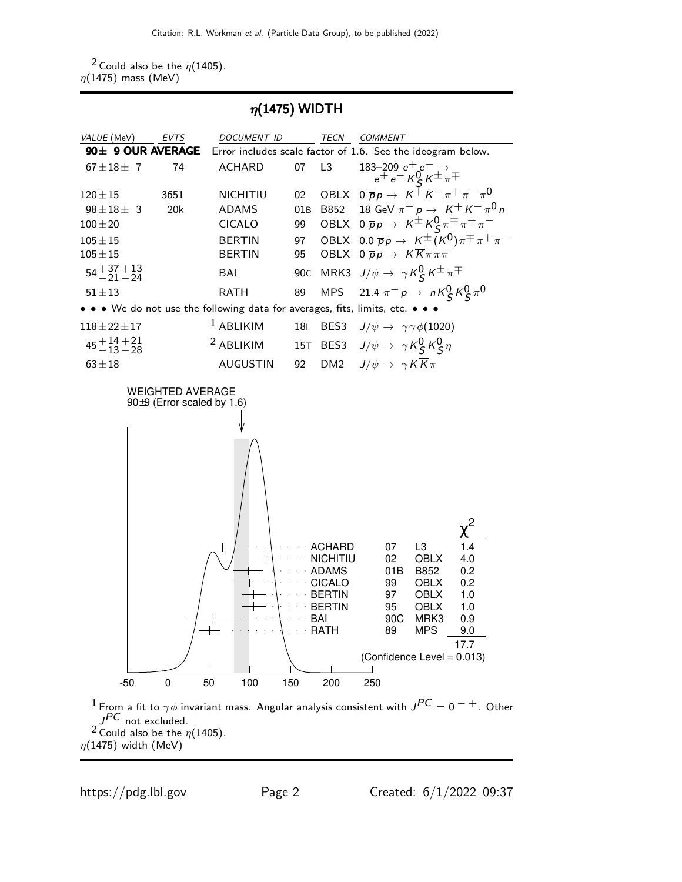[2] Could also be the $\eta(1405)$.
$\eta(1475)$ mass (MeV)

## $\eta(1475)$ WIDTH

| VALUE (MeV) | EVTS | DOCUMENT ID | | TECN | COMMENT |
|---|---|---|---|---|---|
| **90± 9 OUR AVERAGE** | | Error includes scale factor of 1.6. See the ideogram below. | | | |
| $67 \pm 18 \pm 7$ | 74 | ACHARD | 07 | L3 | 183–209 $e^+e^- \rightarrow e^+e^- K^0_S K^\pm \pi^\mp$ |
| $120 \pm 15$ | 3651 | NICHITIU | 02 | OBLX | $0\ \overline{p}p \rightarrow K^+K^-\pi^+\pi^-\pi^0$ |
| $98 \pm 18 \pm 3$ | 20k | ADAMS | 01B | B852 | 18 GeV $\pi^- p \rightarrow K^+K^-\pi^0 n$ |
| $100 \pm 20$ | | CICALO | 99 | OBLX | $0\ \overline{p}p \rightarrow K^\pm K^0_S \pi^\mp \pi^+\pi^-$ |
| $105 \pm 15$ | | BERTIN | 97 | OBLX | $0.0\ \overline{p}p \rightarrow K^\pm (K^0) \pi^\mp \pi^+\pi^-$ |
| $105 \pm 15$ | | BERTIN | 95 | OBLX | $0\ \overline{p}p \rightarrow K\overline{K}\pi\pi\pi$ |
| $54^{+37}_{-21}{}^{+13}_{-24}$ | | BAI | 90C | MRK3 | $J/\psi \rightarrow \gamma K^0_S K^\pm \pi^\mp$ |
| $51 \pm 13$ | | RATH | 89 | MPS | $21.4\ \pi^- p \rightarrow n K^0_S K^0_S \pi^0$ |
| • • • We do not use the following data for averages, fits, limits, etc. • • • | | | | | |
| $118 \pm 22 \pm 17$ | | [1] ABLIKIM | 18I | BES3 | $J/\psi \rightarrow \gamma\gamma\phi(1020)$ |
| $45^{+14}_{-13}{}^{+21}_{-28}$ | | [2] ABLIKIM | 15T | BES3 | $J/\psi \rightarrow \gamma K^0_S K^0_S \eta$ |
| $63 \pm 18$ | | AUGUSTIN | 92 | DM2 | $J/\psi \rightarrow \gamma K\overline{K}\pi$ |

WEIGHTED AVERAGE
90±9 (Error scaled by 1.6)

| | | | $\chi^2$ |
|---|---|---|---|
| ACHARD | 07 | L3 | 1.4 |
| NICHITIU | 02 | OBLX | 4.0 |
| ADAMS | 01B | B852 | 0.2 |
| CICALO | 99 | OBLX | 0.2 |
| BERTIN | 97 | OBLX | 1.0 |
| BERTIN | 95 | OBLX | 1.0 |
| BAI | 90C | MRK3 | 0.9 |
| RATH | 89 | MPS | 9.0 |
| | | | 17.7 |

(Confidence Level = 0.013)

[1] From a fit to $\gamma\phi$ invariant mass. Angular analysis consistent with $J^{PC} = 0^{-+}$. Other $J^{PC}$ not excluded.
[2] Could also be the $\eta(1405)$.
$\eta(1475)$ width (MeV)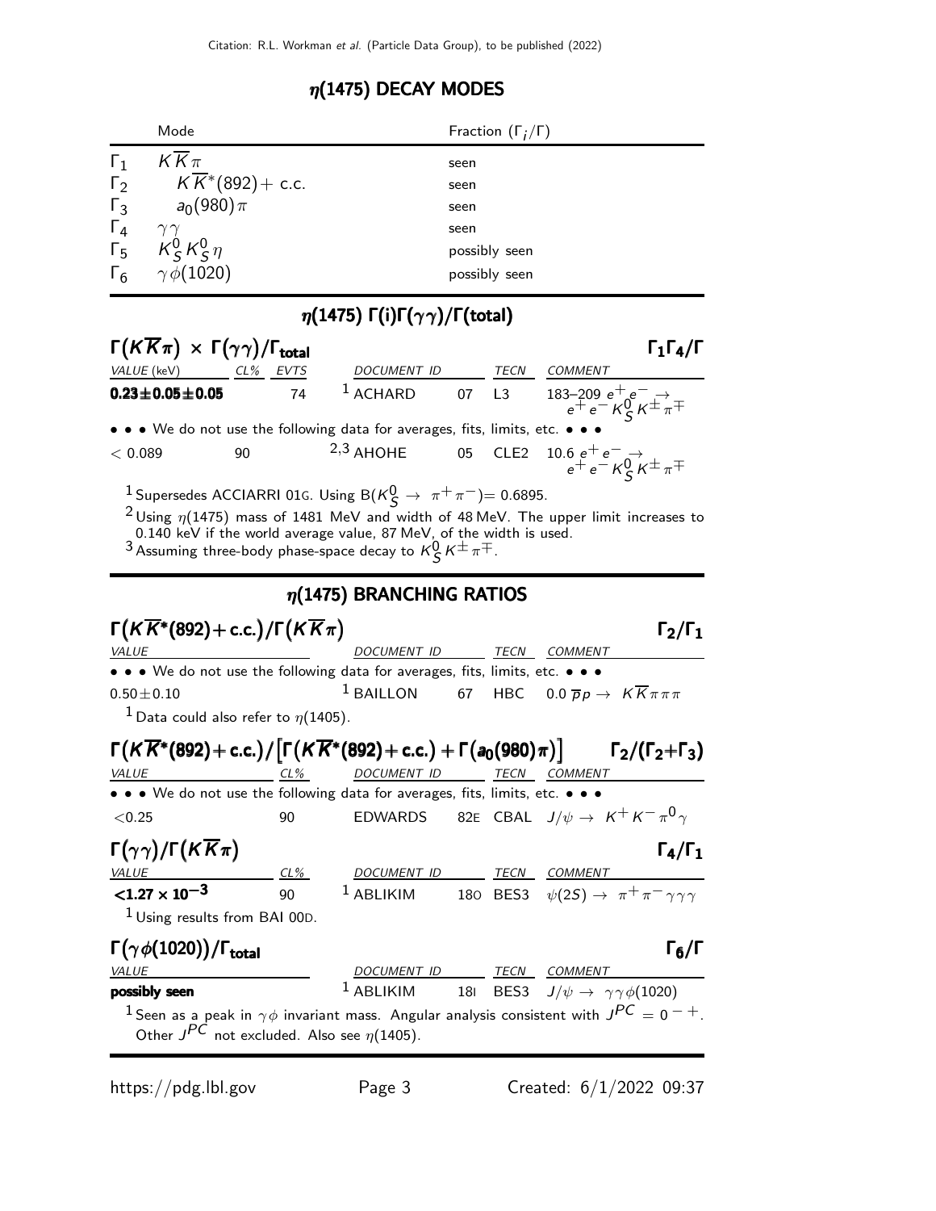## $\eta(1475)$ DECAY MODES

| | Mode | Fraction $(\Gamma_i/\Gamma)$ |
|---|---|---|
| $\Gamma_1$ | $K\overline{K}\pi$ | seen |
| $\Gamma_2$ | $K\overline{K}^*(892)+$ c.c. | seen |
| $\Gamma_3$ | $a_0(980)\pi$ | seen |
| $\Gamma_4$ | $\gamma\gamma$ | seen |
| $\Gamma_5$ | $K^0_S K^0_S \eta$ | possibly seen |
| $\Gamma_6$ | $\gamma\phi(1020)$ | possibly seen |

## $\eta(1475)$ $\Gamma(i)\Gamma(\gamma\gamma)/\Gamma(\text{total})$

### $\Gamma(K\overline{K}\pi) \times \Gamma(\gamma\gamma)/\Gamma_{\text{total}}$ $\qquad \Gamma_1\Gamma_4/\Gamma$

| VALUE (keV) | CL% | EVTS | DOCUMENT ID | | TECN | COMMENT |
|---|---|---|---|---|---|---|
| **$0.23\pm0.05\pm0.05$** | | 74 | [1] ACHARD | 07 | L3 | 183–209 $e^+e^- \to e^+e^- K^0_S K^\pm\pi^\mp$ |
| • • • We do not use the following data for averages, fits, limits, etc. • • • | | | | | | |
| $<0.089$ | 90 | | [2,3] AHOHE | 05 | CLE2 | 10.6 $e^+e^- \to e^+e^- K^0_S K^\pm\pi^\mp$ |

[1] Supersedes ACCIARRI 01G. Using $B(K^0_S \to \pi^+\pi^-) = 0.6895$.

[2] Using $\eta(1475)$ mass of 1481 MeV and width of 48 MeV. The upper limit increases to 0.140 keV if the world average value, 87 MeV, of the width is used.

[3] Assuming three-body phase-space decay to $K^0_S K^\pm\pi^\mp$.

## $\eta(1475)$ BRANCHING RATIOS

### $\Gamma(K\overline{K}^*(892)+\text{c.c.})/\Gamma(K\overline{K}\pi)$ $\qquad \Gamma_2/\Gamma_1$

| VALUE | DOCUMENT ID | | TECN | COMMENT |
|---|---|---|---|---|
| • • • We do not use the following data for averages, fits, limits, etc. • • • | | | | |
| $0.50\pm0.10$ | [1] BAILLON | 67 | HBC | $0.0\ \overline{p}p \to K\overline{K}\pi\pi\pi$ |

[1] Data could also refer to $\eta(1405)$.

### $\Gamma(K\overline{K}^*(892)+\text{c.c.})/\left[\Gamma(K\overline{K}^*(892)+\text{c.c.})+\Gamma(a_0(980)\pi)\right]$ $\qquad \Gamma_2/(\Gamma_2+\Gamma_3)$

| VALUE | CL% | DOCUMENT ID | | TECN | COMMENT |
|---|---|---|---|---|---|
| • • • We do not use the following data for averages, fits, limits, etc. • • • | | | | | |
| $<0.25$ | 90 | EDWARDS | 82E | CBAL | $J/\psi \to K^+K^-\pi^0\gamma$ |

### $\Gamma(\gamma\gamma)/\Gamma(K\overline{K}\pi)$ $\qquad \Gamma_4/\Gamma_1$

| VALUE | CL% | DOCUMENT ID | | TECN | COMMENT |
|---|---|---|---|---|---|
| **$<1.27\times10^{-3}$** | 90 | [1] ABLIKIM | 18O | BES3 | $\psi(2S) \to \pi^+\pi^-\gamma\gamma\gamma$ |

[1] Using results from BAI 00D.

### $\Gamma(\gamma\phi(1020))/\Gamma_{\text{total}}$ $\qquad \Gamma_6/\Gamma$

| VALUE | DOCUMENT ID | | TECN | COMMENT |
|---|---|---|---|---|
| **possibly seen** | [1] ABLIKIM | 18I | BES3 | $J/\psi \to \gamma\gamma\phi(1020)$ |

[1] Seen as a peak in $\gamma\phi$ invariant mass. Angular analysis consistent with $J^{PC} = 0^{-+}$. Other $J^{PC}$ not excluded. Also see $\eta(1405)$.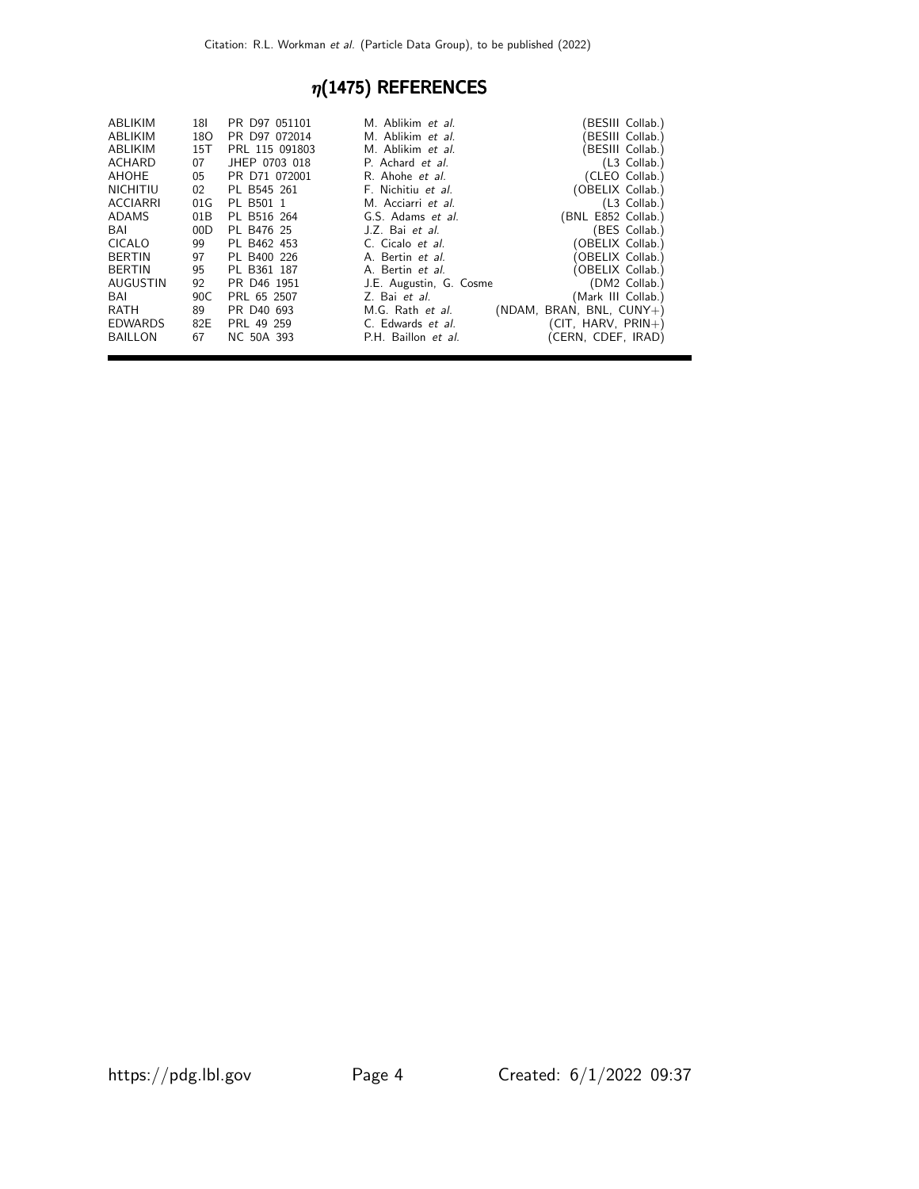# $\eta(1475)$ REFERENCES

| | | | | |
|---|---|---|---|---|
| ABLIKIM | 18I | PR D97 051101 | M. Ablikim *et al.* | (BESIII Collab.) |
| ABLIKIM | 18O | PR D97 072014 | M. Ablikim *et al.* | (BESIII Collab.) |
| ABLIKIM | 15T | PRL 115 091803 | M. Ablikim *et al.* | (BESIII Collab.) |
| ACHARD | 07 | JHEP 0703 018 | P. Achard *et al.* | (L3 Collab.) |
| AHOHE | 05 | PR D71 072001 | R. Ahohe *et al.* | (CLEO Collab.) |
| NICHITIU | 02 | PL B545 261 | F. Nichitiu *et al.* | (OBELIX Collab.) |
| ACCIARRI | 01G | PL B501 1 | M. Acciarri *et al.* | (L3 Collab.) |
| ADAMS | 01B | PL B516 264 | G.S. Adams *et al.* | (BNL E852 Collab.) |
| BAI | 00D | PL B476 25 | J.Z. Bai *et al.* | (BES Collab.) |
| CICALO | 99 | PL B462 453 | C. Cicalo *et al.* | (OBELIX Collab.) |
| BERTIN | 97 | PL B400 226 | A. Bertin *et al.* | (OBELIX Collab.) |
| BERTIN | 95 | PL B361 187 | A. Bertin *et al.* | (OBELIX Collab.) |
| AUGUSTIN | 92 | PR D46 1951 | J.E. Augustin, G. Cosme | (DM2 Collab.) |
| BAI | 90C | PRL 65 2507 | Z. Bai *et al.* | (Mark III Collab.) |
| RATH | 89 | PR D40 693 | M.G. Rath *et al.* | (NDAM, BRAN, BNL, CUNY+) |
| EDWARDS | 82E | PRL 49 259 | C. Edwards *et al.* | (CIT, HARV, PRIN+) |
| BAILLON | 67 | NC 50A 393 | P.H. Baillon *et al.* | (CERN, CDEF, IRAD) |